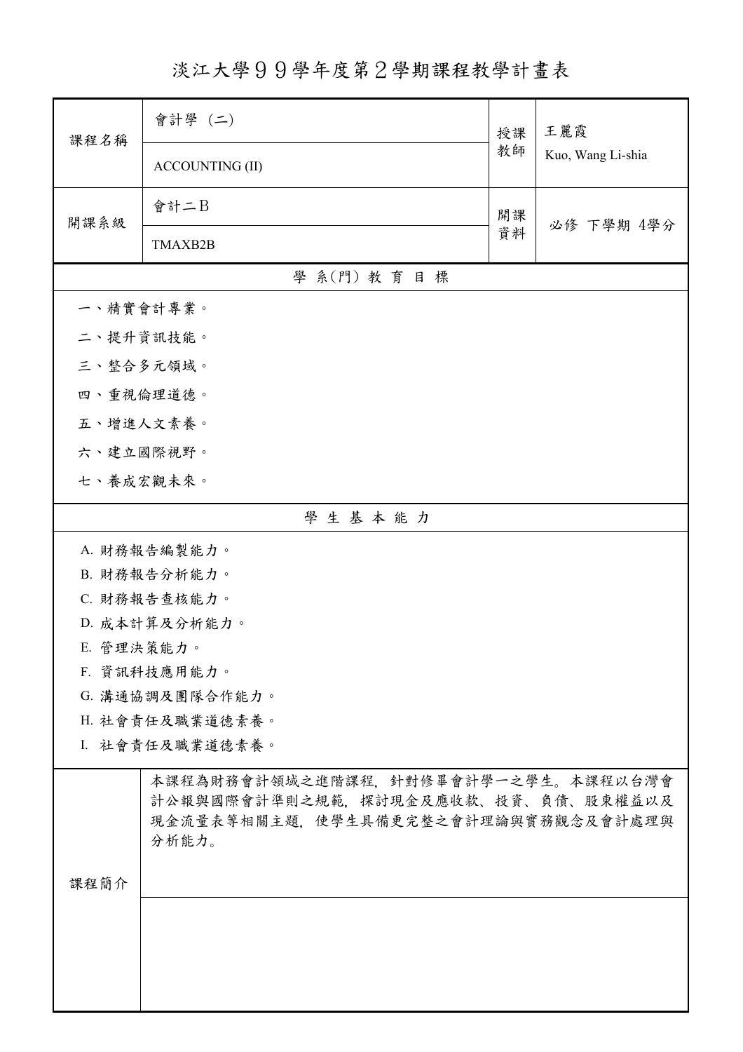# 淡江大學９９學年度第２學期課程教學計畫表

| 課程名稱 | 會計學 (二) | 授課教師 | 王麗霞 |
|---|---|---|---|
| | ACCOUNTING (II) | | Kuo, Wang Li-shia |
| 開課系級 | 會計二Ｂ | 開課資料 | 必修 下學期 4學分 |
| | TMAXB2B | | |

## 學 系(門) 教 育 目 標

一、精實會計專業。

二、提升資訊技能。

三、整合多元領域。

四、重視倫理道德。

五、增進人文素養。

六、建立國際視野。

七、養成宏觀未來。

## 學 生 基 本 能 力

A. 財務報告編製能力。

B. 財務報告分析能力。

C. 財務報告查核能力。

D. 成本計算及分析能力。

E. 管理決策能力。

F. 資訊科技應用能力。

G. 溝通協調及團隊合作能力。

H. 社會責任及職業道德素養。

I. 社會責任及職業道德素養。

| 課程簡介 | 本課程為財務會計領域之進階課程，針對修畢會計學一之學生。本課程以台灣會計公報與國際會計準則之規範，探討現金及應收款、投資、負債、股東權益以及現金流量表等相關主題，使學生具備更完整之會計理論與實務觀念及會計處理與分析能力。 |
|---|---|
| | |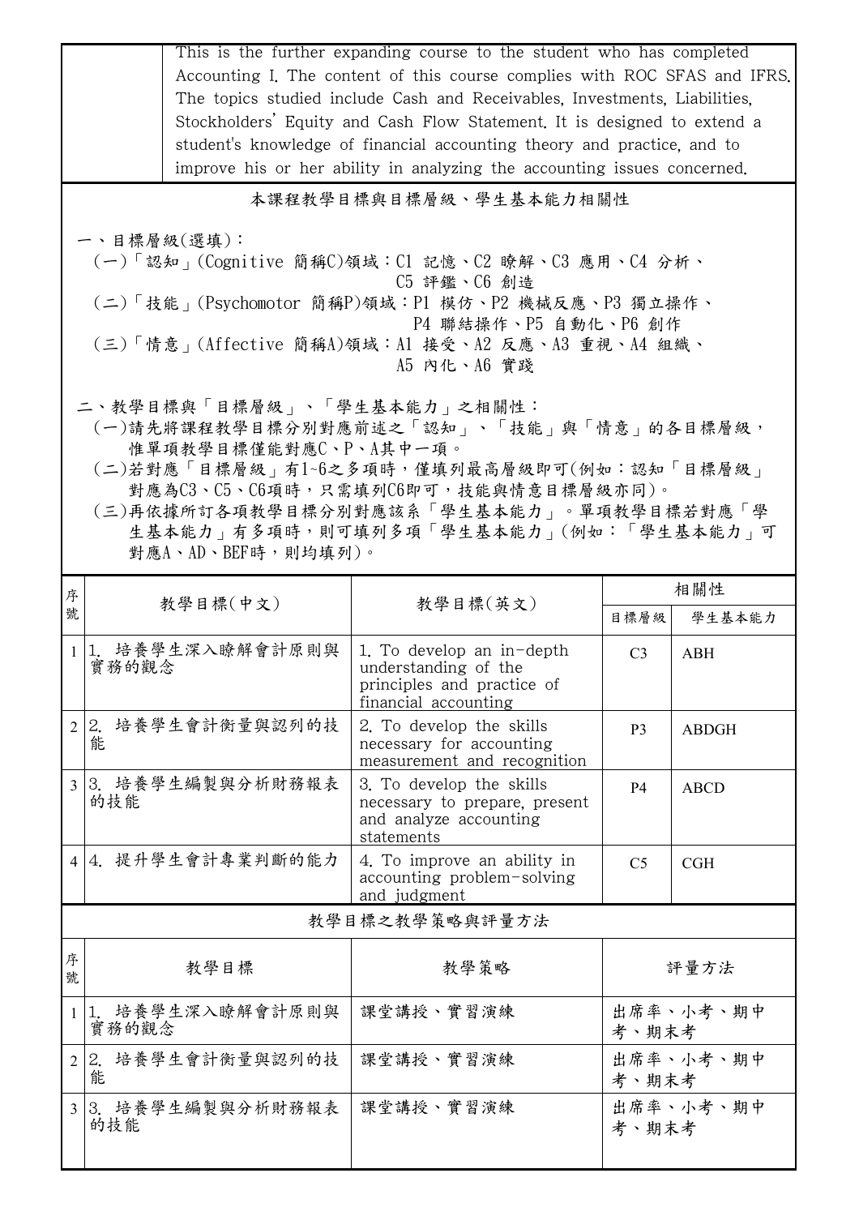| | This is the further expanding course to the student who has completed Accounting I. The content of this course complies with ROC SFAS and IFRS. The topics studied include Cash and Receivables, Investments, Liabilities, Stockholders' Equity and Cash Flow Statement. It is designed to extend a student's knowledge of financial accounting theory and practice, and to improve his or her ability in analyzing the accounting issues concerned. |
|---|---|

## 本課程教學目標與目標層級、學生基本能力相關性

一、目標層級(選填)：

(一)「認知」(Cognitive 簡稱C)領域：C1 記憶、C2 瞭解、C3 應用、C4 分析、C5 評鑑、C6 創造

(二)「技能」(Psychomotor 簡稱P)領域：P1 模仿、P2 機械反應、P3 獨立操作、P4 聯結操作、P5 自動化、P6 創作

(三)「情意」(Affective 簡稱A)領域：A1 接受、A2 反應、A3 重視、A4 組織、A5 內化、A6 實踐

二、教學目標與「目標層級」、「學生基本能力」之相關性：

(一)請先將課程教學目標分別對應前述之「認知」、「技能」與「情意」的各目標層級，惟單項教學目標僅能對應C、P、A其中一項。

(二)若對應「目標層級」有1~6之多項時，僅填列最高層級即可(例如：認知「目標層級」對應為C3、C5、C6項時，只需填列C6即可，技能與情意目標層級亦同)。

(三)再依據所訂各項教學目標分別對應該系「學生基本能力」。單項教學目標若對應「學生基本能力」有多項時，則可填列多項「學生基本能力」(例如：「學生基本能力」可對應A、AD、BEF時，則均填列)。

| 序號 | 教學目標(中文) | 教學目標(英文) | 相關性 | |
|---|---|---|---|---|
| | | | 目標層級 | 學生基本能力 |
| 1 | 1. 培養學生深入瞭解會計原則與實務的觀念 | 1. To develop an in-depth understanding of the principles and practice of financial accounting | C3 | ABH |
| 2 | 2. 培養學生會計衡量與認列的技能 | 2. To develop the skills necessary for accounting measurement and recognition | P3 | ABDGH |
| 3 | 3. 培養學生編製與分析財務報表的技能 | 3. To develop the skills necessary to prepare, present and analyze accounting statements | P4 | ABCD |
| 4 | 4. 提升學生會計專業判斷的能力 | 4. To improve an ability in accounting problem-solving and judgment | C5 | CGH |

## 教學目標之教學策略與評量方法

| 序號 | 教學目標 | 教學策略 | 評量方法 |
|---|---|---|---|
| 1 | 1. 培養學生深入瞭解會計原則與實務的觀念 | 課堂講授、實習演練 | 出席率、小考、期中考、期末考 |
| 2 | 2. 培養學生會計衡量與認列的技能 | 課堂講授、實習演練 | 出席率、小考、期中考、期末考 |
| 3 | 3. 培養學生編製與分析財務報表的技能 | 課堂講授、實習演練 | 出席率、小考、期中考、期末考 |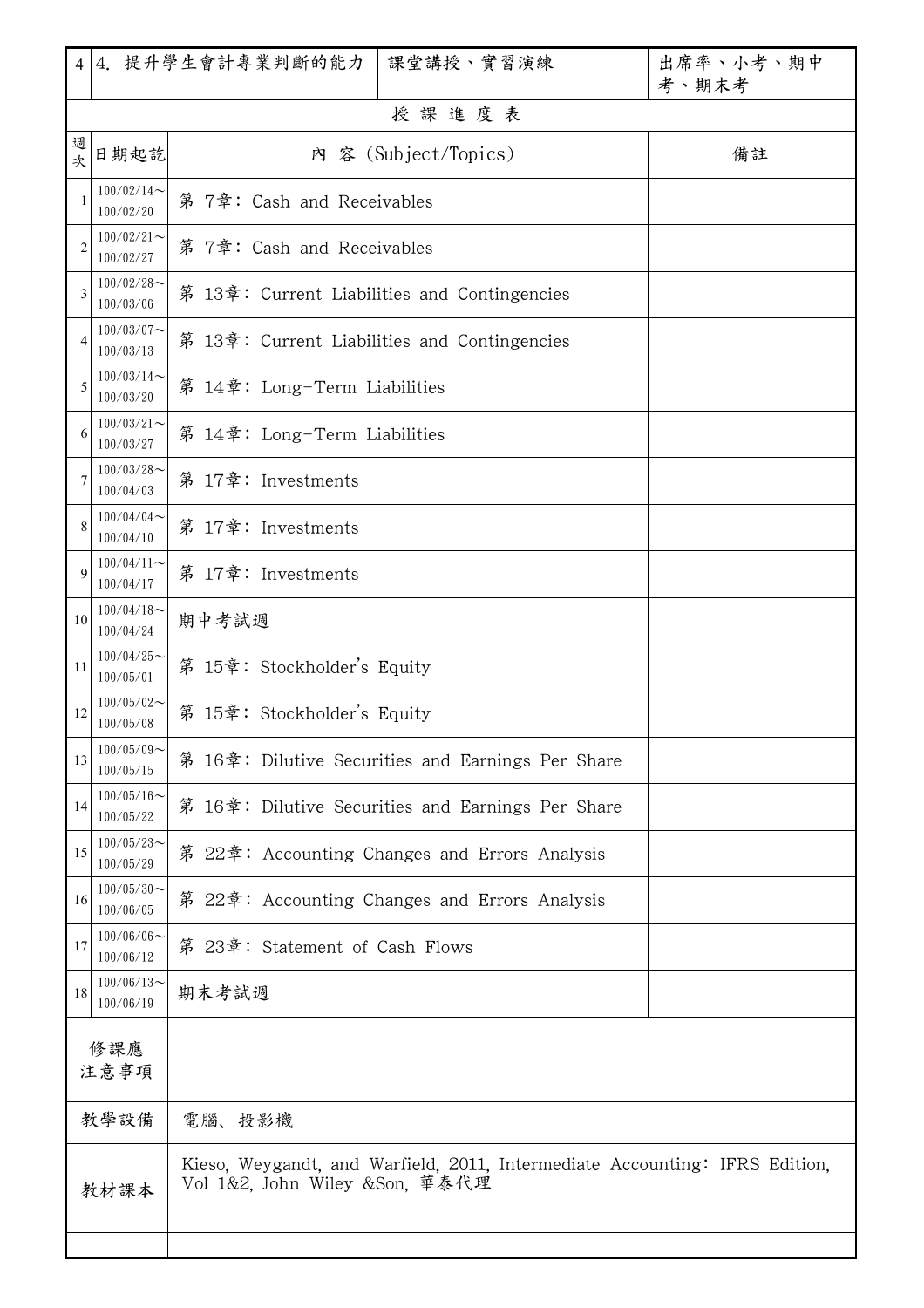| 4 | 4. 提升學生會計專業判斷的能力 | 課堂講授、實習演練 | 出席率、小考、期中考、期末考 |
|---|---|---|---|

**授 課 進 度 表**

| 週次 | 日期起訖 | 內 容 (Subject/Topics) | 備註 |
|---|---|---|---|
| 1 | 100/02/14～100/02/20 | 第 7章: Cash and Receivables | |
| 2 | 100/02/21～100/02/27 | 第 7章: Cash and Receivables | |
| 3 | 100/02/28～100/03/06 | 第 13章: Current Liabilities and Contingencies | |
| 4 | 100/03/07～100/03/13 | 第 13章: Current Liabilities and Contingencies | |
| 5 | 100/03/14～100/03/20 | 第 14章: Long-Term Liabilities | |
| 6 | 100/03/21～100/03/27 | 第 14章: Long-Term Liabilities | |
| 7 | 100/03/28～100/04/03 | 第 17章: Investments | |
| 8 | 100/04/04～100/04/10 | 第 17章: Investments | |
| 9 | 100/04/11～100/04/17 | 第 17章: Investments | |
| 10 | 100/04/18～100/04/24 | 期中考試週 | |
| 11 | 100/04/25～100/05/01 | 第 15章: Stockholder's Equity | |
| 12 | 100/05/02～100/05/08 | 第 15章: Stockholder's Equity | |
| 13 | 100/05/09～100/05/15 | 第 16章: Dilutive Securities and Earnings Per Share | |
| 14 | 100/05/16～100/05/22 | 第 16章: Dilutive Securities and Earnings Per Share | |
| 15 | 100/05/23～100/05/29 | 第 22章: Accounting Changes and Errors Analysis | |
| 16 | 100/05/30～100/06/05 | 第 22章: Accounting Changes and Errors Analysis | |
| 17 | 100/06/06～100/06/12 | 第 23章: Statement of Cash Flows | |
| 18 | 100/06/13～100/06/19 | 期末考試週 | |

| 項目 | 內容 |
|---|---|
| 修課應注意事項 | |
| 教學設備 | 電腦、投影機 |
| 教材課本 | Kieso, Weygandt, and Warfield, 2011, Intermediate Accounting: IFRS Edition, Vol 1&2, John Wiley &Son, 華泰代理 |
| | |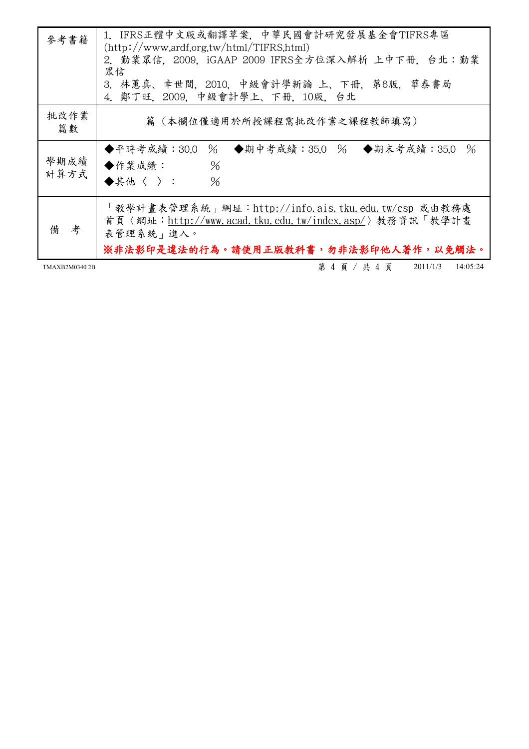| | |
|---|---|
| 參考書籍 | 1. IFRS正體中文版或翻譯草案, 中華民國會計研究發展基金會TIFRS專區 (http://www.ardf.org.tw/html/TIFRS.html)<br>2. 勤業眾信, 2009, iGAAP 2009 IFRS全方位深入解析 上中下冊, 台北：勤業眾信<br>3. 林蕙真、幸世間, 2010, 中級會計學新論 上、下冊, 第6版, 華泰書局<br>4. 鄭丁旺, 2009, 中級會計學上、下冊, 10版, 台北 |
| 批改作業篇數 | 篇（本欄位僅適用於所授課程需批改作業之課程教師填寫） |
| 學期成績計算方式 | ◆平時考成績：30.0 ％ ◆期中考成績：35.0 ％ ◆期末考成績：35.0 ％<br>◆作業成績： ％<br>◆其他〈 〉： ％ |
| 備　考 | 「教學計畫表管理系統」網址：http://info.ais.tku.edu.tw/csp 或由教務處首頁〈網址：http://www.acad.tku.edu.tw/index.asp/〉教務資訊「教學計畫表管理系統」進入。<br>**※非法影印是違法的行為。請使用正版教科書，勿非法影印他人著作，以免觸法。** |

TMAXB2M0340 2B　　2011/1/3　14:05:24